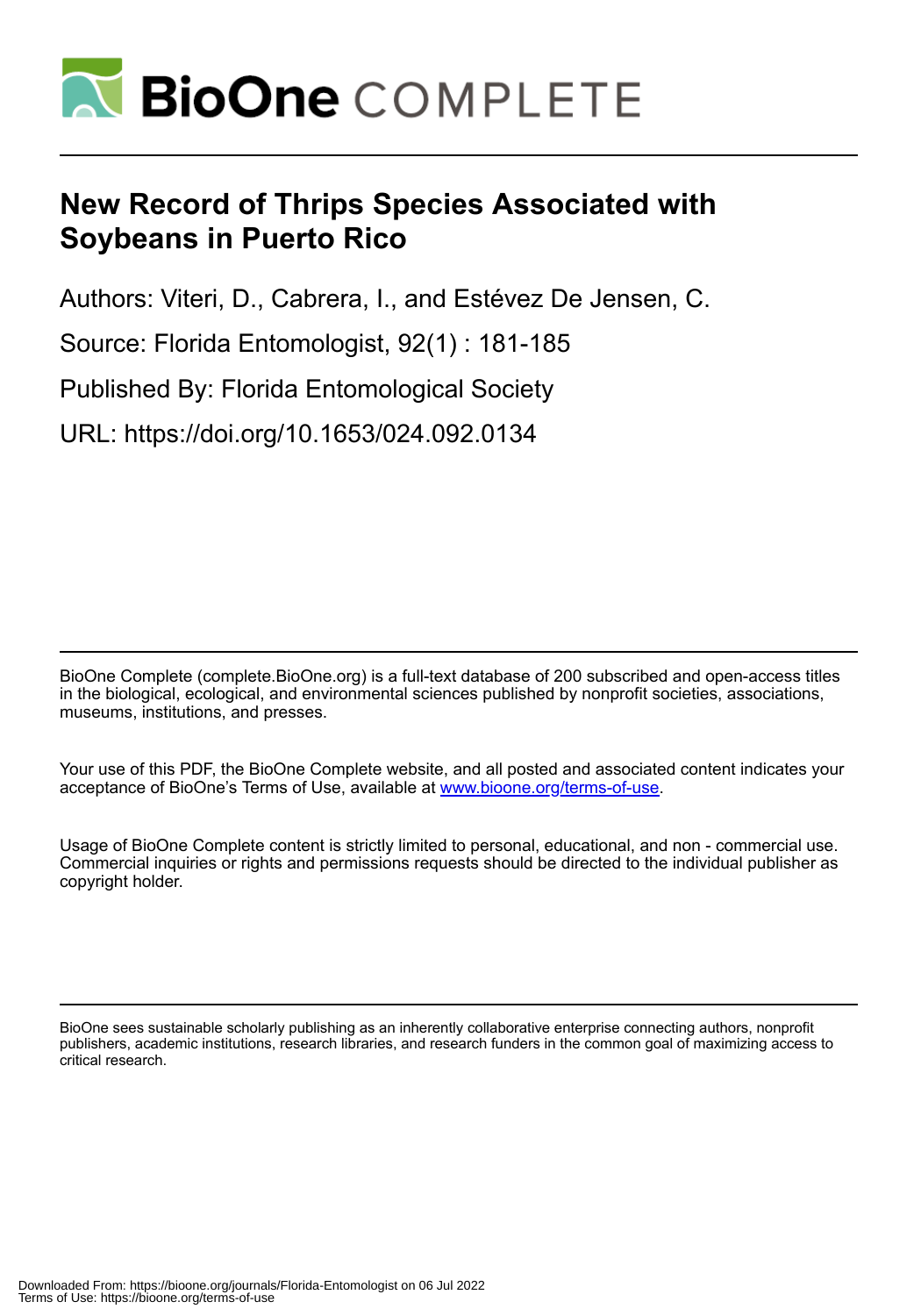# New Record of Thrips Species Associated with Soybeans in Puerto Rico

Authors: Viteri, D., Cabrera, I., and Estévez De Jensen, C.

Source: Florida Entomologist, 92(1) : 181-185

Published By: Florida Entomological Society

URL: https://doi.org/10.1653/024.092.0134

BioOne Complete (complete.BioOne.org) is a full-text database of 200 subscribed and open-access titles in the biological, ecological, and environmental sciences published by nonprofit societies, associations, museums, institutions, and presses.

Your use of this PDF, the BioOne Complete website, and all posted and associated content indicates your acceptance of BioOne's Terms of Use, available at www.bioone.org/terms-of-use.

Usage of BioOne Complete content is strictly limited to personal, educational, and non - commercial use. Commercial inquiries or rights and permissions requests should be directed to the individual publisher as copyright holder.

BioOne sees sustainable scholarly publishing as an inherently collaborative enterprise connecting authors, nonprofit publishers, academic institutions, research libraries, and research funders in the common goal of maximizing access to critical research.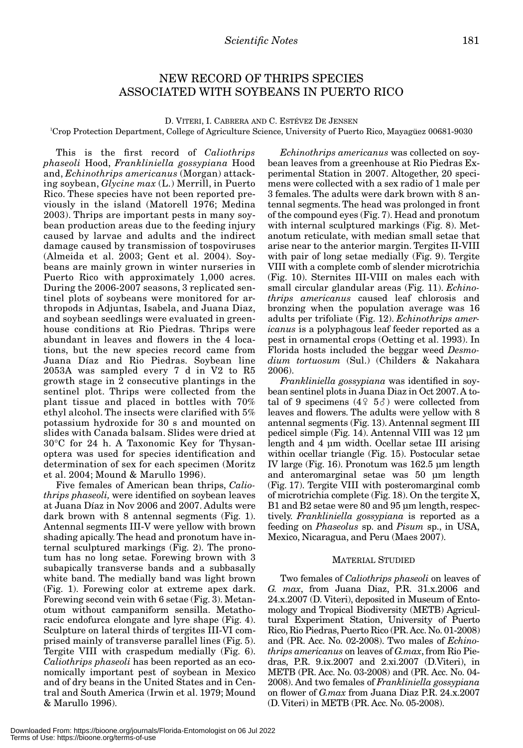# NEW RECORD OF THRIPS SPECIES ASSOCIATED WITH SOYBEANS IN PUERTO RICO

D. VITERI, I. CABRERA AND C. ESTÉVEZ DE JENSEN

[1]Crop Protection Department, College of Agriculture Science, University of Puerto Rico, Mayagüez 00681-9030

This is the first record of *Caliothrips phaseoli* Hood, *Frankliniella gossypiana* Hood and, *Echinothrips americanus* (Morgan) attacking soybean, *Glycine max* (L.) Merrill, in Puerto Rico. These species have not been reported previously in the island (Matorell 1976; Medina 2003). Thrips are important pests in many soybean production areas due to the feeding injury caused by larvae and adults and the indirect damage caused by transmission of tospoviruses (Almeida et al. 2003; Gent et al. 2004). Soybeans are mainly grown in winter nurseries in Puerto Rico with approximately 1,000 acres. During the 2006-2007 seasons, 3 replicated sentinel plots of soybeans were monitored for arthropods in Adjuntas, Isabela, and Juana Diaz, and soybean seedlings were evaluated in greenhouse conditions at Rio Piedras. Thrips were abundant in leaves and flowers in the 4 locations, but the new species record came from Juana Díaz and Rio Piedras. Soybean line 2053A was sampled every 7 d in V2 to R5 growth stage in 2 consecutive plantings in the sentinel plot. Thrips were collected from the plant tissue and placed in bottles with 70% ethyl alcohol. The insects were clarified with 5% potassium hydroxide for 30 s and mounted on slides with Canada balsam. Slides were dried at 30°C for 24 h. A Taxonomic Key for Thysanoptera was used for species identification and determination of sex for each specimen (Moritz et al. 2004; Mound & Marullo 1996).

Five females of American bean thrips, *Caliothrips phaseoli,* were identified on soybean leaves at Juana Díaz in Nov 2006 and 2007. Adults were dark brown with 8 antennal segments (Fig. 1). Antennal segments III-V were yellow with brown shading apically. The head and pronotum have internal sculptured markings (Fig. 2). The pronotum has no long setae. Forewing brown with 3 subapically transverse bands and a subbasally white band. The medially band was light brown (Fig. 1). Forewing color at extreme apex dark. Forewing second vein with 6 setae (Fig. 3). Metanotum without campaniform sensilla. Metathoracic endofurca elongate and lyre shape (Fig. 4). Sculpture on lateral thirds of tergites III-VI comprised mainly of transverse parallel lines (Fig. 5). Tergite VIII with craspedum medially (Fig. 6). *Caliothrips phaseoli* has been reported as an economically important pest of soybean in Mexico and of dry beans in the United States and in Central and South America (Irwin et al. 1979; Mound & Marullo 1996).

*Echinothrips americanus* was collected on soybean leaves from a greenhouse at Rio Piedras Experimental Station in 2007. Altogether, 20 specimens were collected with a sex radio of 1 male per 3 females. The adults were dark brown with 8 antennal segments. The head was prolonged in front of the compound eyes (Fig. 7). Head and pronotum with internal sculptured markings (Fig. 8). Metanotum reticulate, with median small setae that arise near to the anterior margin. Tergites II-VIII with pair of long setae medially (Fig. 9). Tergite VIII with a complete comb of slender microtrichia (Fig. 10). Sternites III-VIII on males each with small circular glandular areas (Fig. 11). *Echinothrips americanus* caused leaf chlorosis and bronzing when the population average was 16 adults per trifoliate (Fig. 12). *Echinothrips americanus* is a polyphagous leaf feeder reported as a pest in ornamental crops (Oetting et al. 1993). In Florida hosts included the beggar weed *Desmodium tortuosum* (Sul.) (Childers & Nakahara 2006).

*Frankliniella gossypiana* was identified in soybean sentinel plots in Juana Diaz in Oct 2007. A total of 9 specimens (4♀ 5♂) were collected from leaves and flowers. The adults were yellow with 8 antennal segments (Fig. 13). Antennal segment III pedicel simple (Fig. 14). Antennal VIII was 12 µm length and 4 µm width. Ocellar setae III arising within ocellar triangle (Fig. 15). Postocular setae IV large (Fig. 16). Pronotum was 162.5 µm length and anteromarginal setae was 50 µm length (Fig. 17). Tergite VIII with posteromarginal comb of microtrichia complete (Fig. 18). On the tergite X, B1 and B2 setae were 80 and 95 µm length, respectively. *Frankliniella gossypiana* is reported as a feeding on *Phaseolus* sp. and *Pisum* sp., in USA, Mexico, Nicaragua, and Peru (Maes 2007).

## MATERIAL STUDIED

Two females of *Caliothrips phaseoli* on leaves of *G. max*, from Juana Diaz, P.R. 31.x.2006 and 24.x.2007 (D. Viteri), deposited in Museum of Entomology and Tropical Biodiversity (METB) Agricultural Experiment Station, University of Puerto Rico, Rio Piedras, Puerto Rico (PR. Acc. No. 01-2008) and (PR. Acc. No. 02-2008). Two males of *Echinothrips americanus* on leaves of *G.max*, from Rio Piedras, P.R. 9.ix.2007 and 2.xi.2007 (D.Viteri), in METB (PR. Acc. No. 03-2008) and (PR. Acc. No. 04-2008). And two females of *Frankliniella gossypiana* on flower of *G.max* from Juana Diaz P.R. 24.x.2007 (D. Viteri) in METB (PR. Acc. No. 05-2008).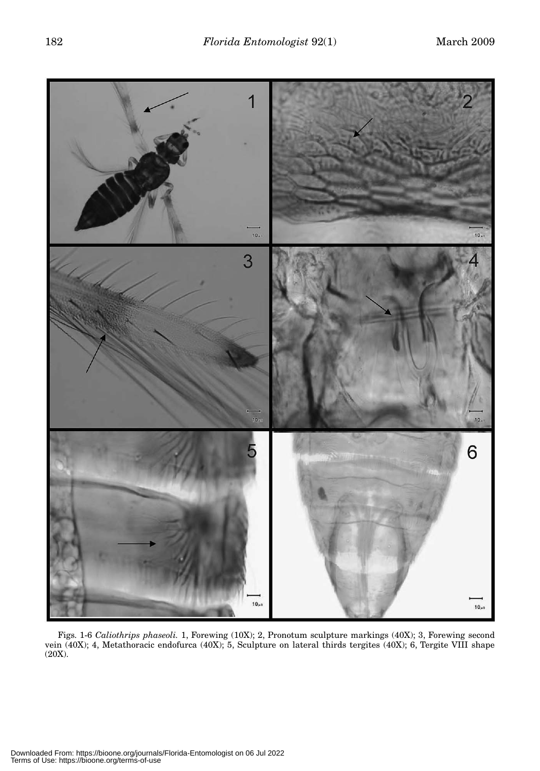Figs. 1-6 *Caliothrips phaseoli.* 1, Forewing (10X); 2, Pronotum sculpture markings (40X); 3, Forewing second vein (40X); 4, Metathoracic endofurca (40X); 5, Sculpture on lateral thirds tergites (40X); 6, Tergite VIII shape (20X).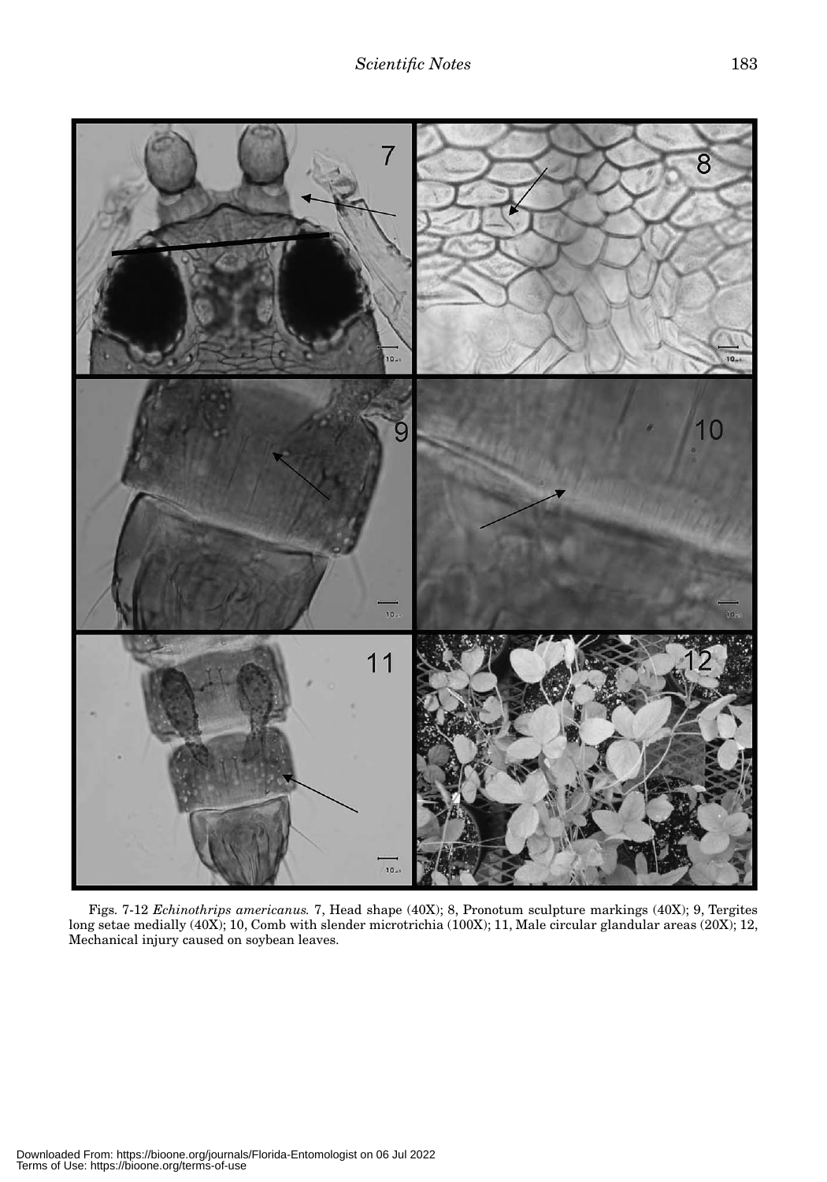Figs. 7-12 *Echinothrips americanus.* 7, Head shape (40X); 8, Pronotum sculpture markings (40X); 9, Tergites long setae medially (40X); 10, Comb with slender microtrichia (100X); 11, Male circular glandular areas (20X); 12, Mechanical injury caused on soybean leaves.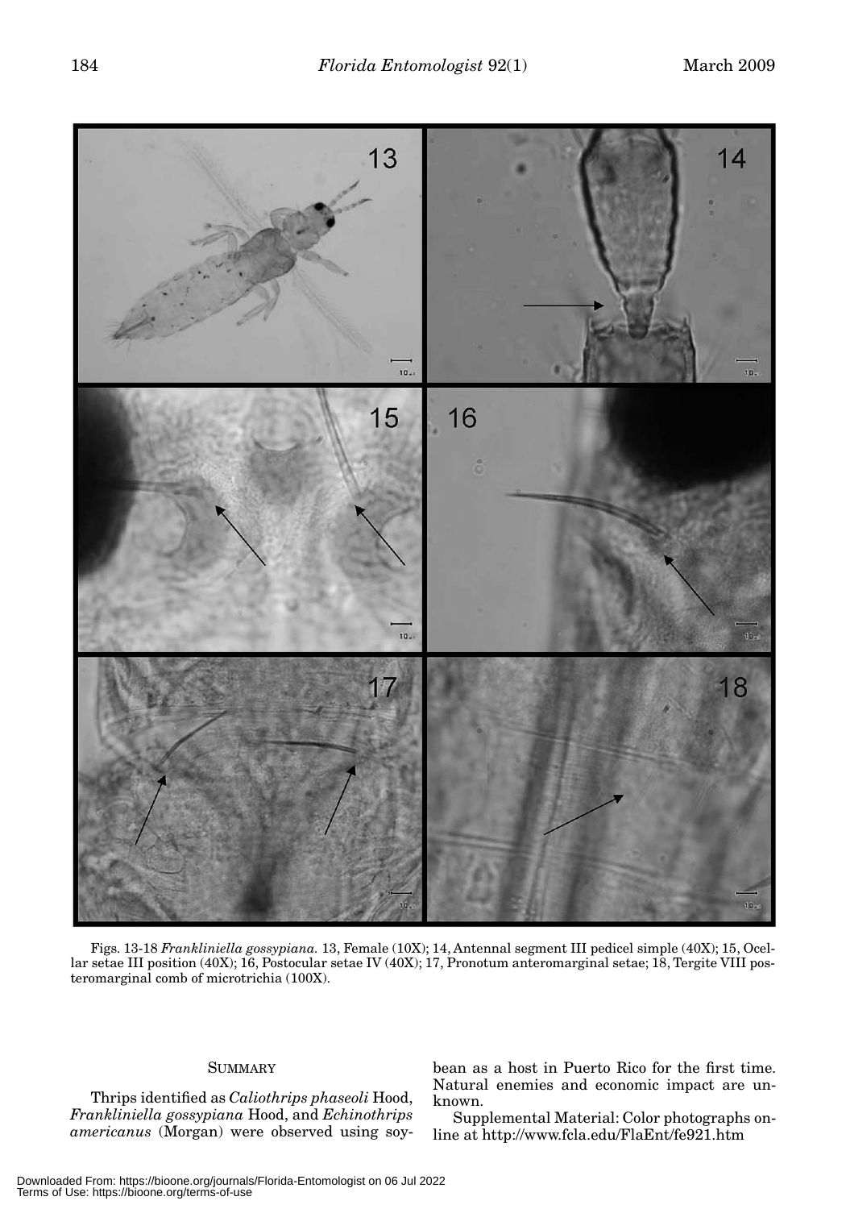Figs. 13-18 *Frankliniella gossypiana.* 13, Female (10X); 14, Antennal segment III pedicel simple (40X); 15, Ocellar setae III position (40X); 16, Postocular setae IV (40X); 17, Pronotum anteromarginal setae; 18, Tergite VIII posteromarginal comb of microtrichia (100X).

## SUMMARY

Thrips identified as *Caliothrips phaseoli* Hood, *Frankliniella gossypiana* Hood, and *Echinothrips americanus* (Morgan) were observed using soybean as a host in Puerto Rico for the first time. Natural enemies and economic impact are unknown.

Supplemental Material: Color photographs online at http://www.fcla.edu/FlaEnt/fe921.htm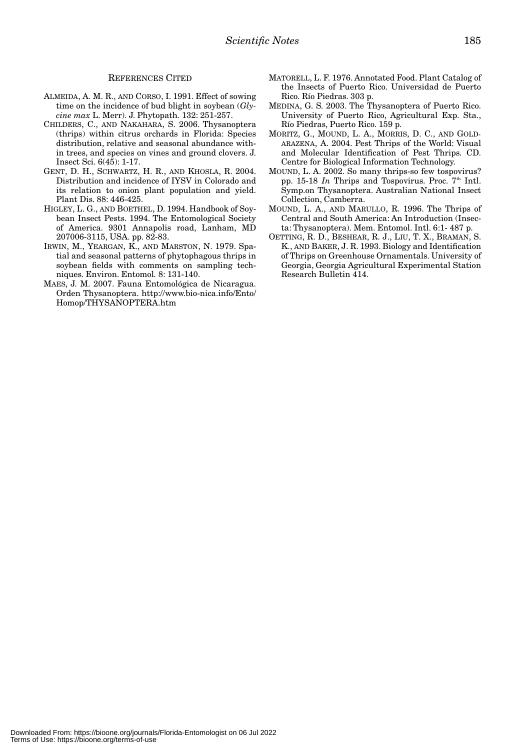## References Cited

ALMEIDA, A. M. R., AND CORSO, I. 1991. Effect of sowing time on the incidence of bud blight in soybean (*Glycine max* L. Merr). J. Phytopath. 132: 251-257.

CHILDERS, C., AND NAKAHARA, S. 2006. Thysanoptera (thrips) within citrus orchards in Florida: Species distribution, relative and seasonal abundance within trees, and species on vines and ground clovers. J. Insect Sci. 6(45): 1-17.

GENT, D. H., SCHWARTZ, H. R., AND KHOSLA, R. 2004. Distribution and incidence of IYSV in Colorado and its relation to onion plant population and yield. Plant Dis. 88: 446-425.

HIGLEY, L. G., AND BOETHEL, D. 1994. Handbook of Soybean Insect Pests. 1994. The Entomological Society of America. 9301 Annapolis road, Lanham, MD 207006-3115, USA. pp. 82-83.

IRWIN, M., YEARGAN, K., AND MARSTON, N. 1979. Spatial and seasonal patterns of phytophagous thrips in soybean fields with comments on sampling techniques. Environ. Entomol. 8: 131-140.

MAES, J. M. 2007. Fauna Entomológica de Nicaragua. Orden Thysanoptera. http://www.bio-nica.info/Ento/Homop/THYSANOPTERA.htm

MATORELL, L. F. 1976. Annotated Food. Plant Catalog of the Insects of Puerto Rico. Universidad de Puerto Rico. Río Piedras. 303 p.

MEDINA, G. S. 2003. The Thysanoptera of Puerto Rico. University of Puerto Rico, Agricultural Exp. Sta., Río Piedras, Puerto Rico. 159 p.

MORITZ, G., MOUND, L. A., MORRIS, D. C., AND GOLDARAZENA, A. 2004. Pest Thrips of the World: Visual and Molecular Identification of Pest Thrips. CD. Centre for Biological Information Technology.

MOUND, L. A. 2002. So many thrips-so few tospovirus? pp. 15-18 *In* Thrips and Tospovirus. Proc. 7th Intl. Symp.on Thysanoptera. Australian National Insect Collection, Camberra.

MOUND, L. A., AND MARULLO, R. 1996. The Thrips of Central and South America: An Introduction (Insecta: Thysanoptera). Mem. Entomol. Intl. 6:1- 487 p.

OETTING, R. D., BESHEAR, R. J., LIU, T. X., BRAMAN, S. K., AND BAKER, J. R. 1993. Biology and Identification of Thrips on Greenhouse Ornamentals. University of Georgia, Georgia Agricultural Experimental Station Research Bulletin 414.